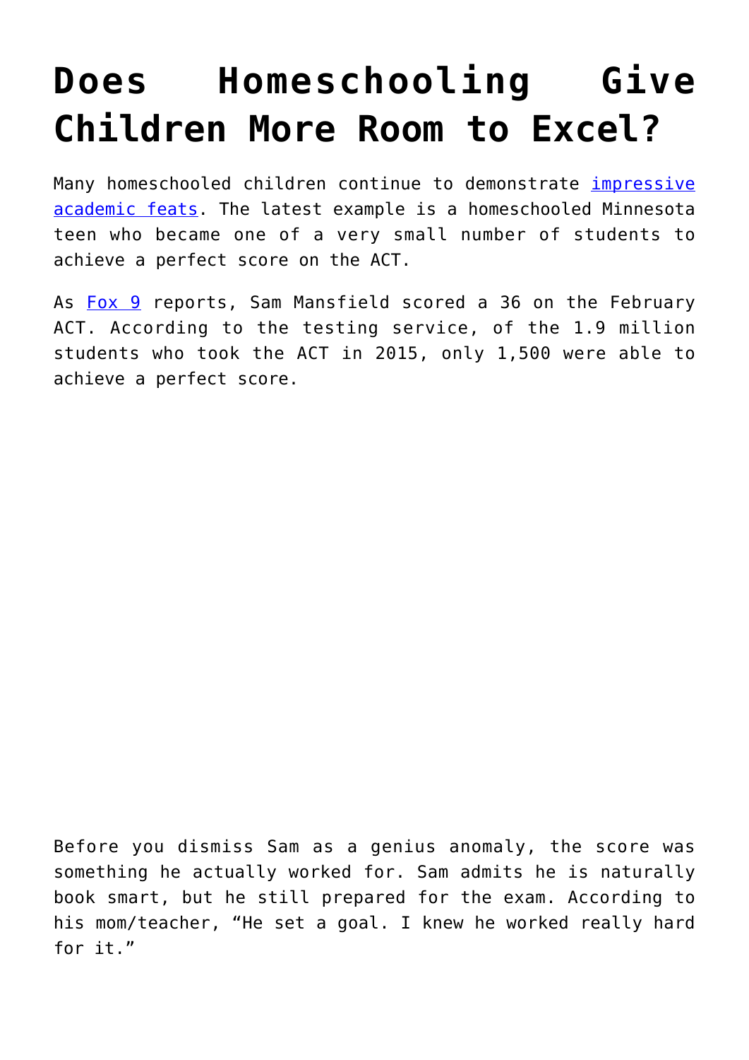# Does Homeschooling Give Children More Room to Excel?

Many homeschooled children continue to demonstrate impressive academic feats. The latest example is a homeschooled Minnesota teen who became one of a very small number of students to achieve a perfect score on the ACT.

As Fox 9 reports, Sam Mansfield scored a 36 on the February ACT. According to the testing service, of the 1.9 million students who took the ACT in 2015, only 1,500 were able to achieve a perfect score.

Before you dismiss Sam as a genius anomaly, the score was something he actually worked for. Sam admits he is naturally book smart, but he still prepared for the exam. According to his mom/teacher, "He set a goal. I knew he worked really hard for it."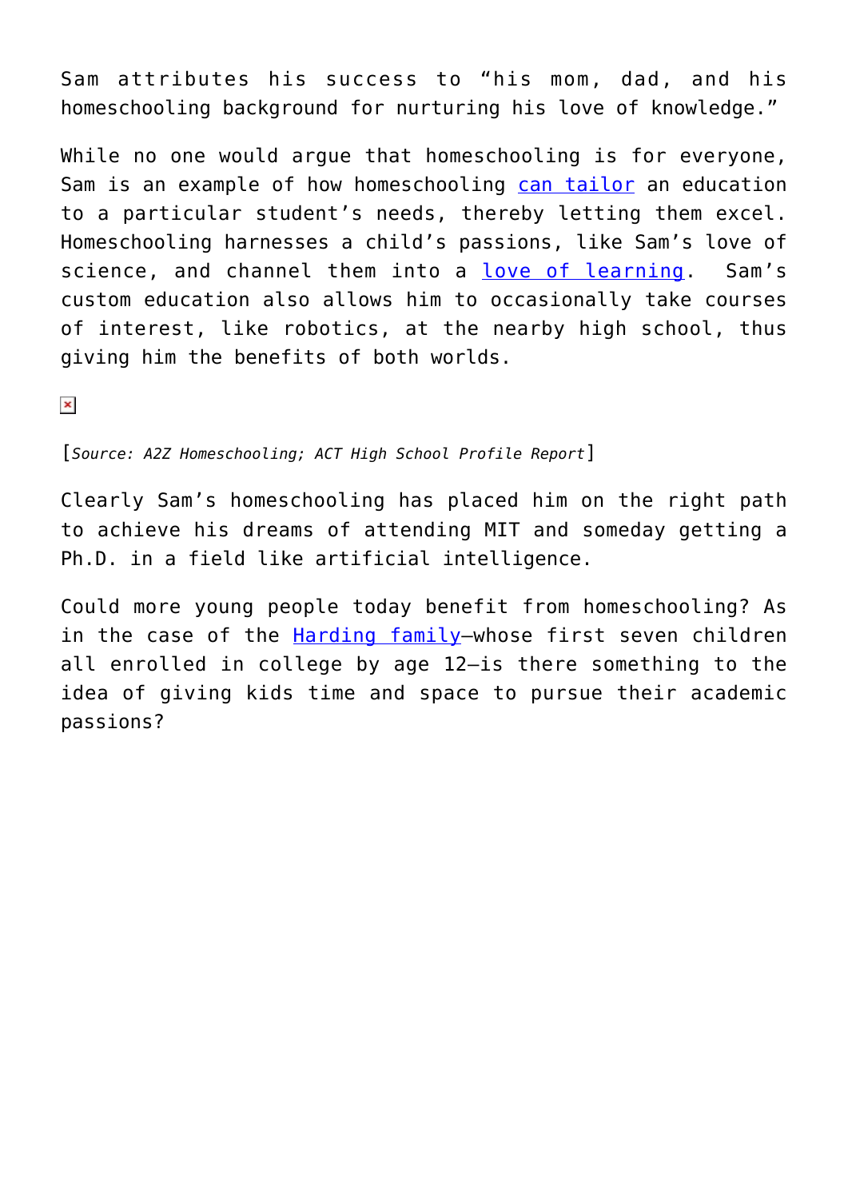Sam attributes his success to "his mom, dad, and his homeschooling background for nurturing his love of knowledge."

While no one would argue that homeschooling is for everyone, Sam is an example of how homeschooling can tailor an education to a particular student's needs, thereby letting them excel. Homeschooling harnesses a child's passions, like Sam's love of science, and channel them into a love of learning. Sam's custom education also allows him to occasionally take courses of interest, like robotics, at the nearby high school, thus giving him the benefits of both worlds.

[*Source: A2Z Homeschooling; ACT High School Profile Report*]

Clearly Sam's homeschooling has placed him on the right path to achieve his dreams of attending MIT and someday getting a Ph.D. in a field like artificial intelligence.

Could more young people today benefit from homeschooling? As in the case of the Harding family—whose first seven children all enrolled in college by age 12—is there something to the idea of giving kids time and space to pursue their academic passions?